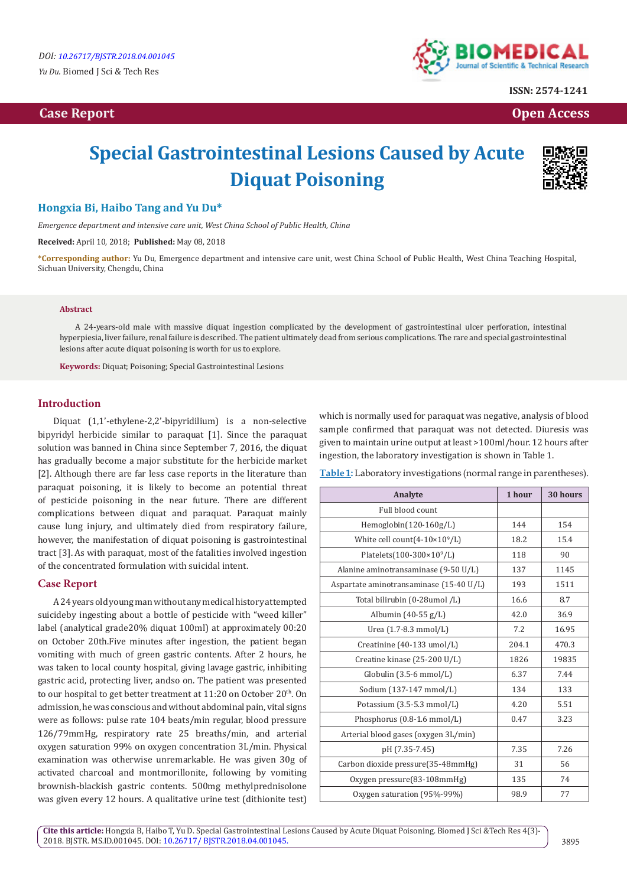# Special Gastrointestinal Lesions Caused by Acute Diquat Poisoning

**Hongxia Bi, Haibo Tang and Yu Du***

*Emergence department and intensive care unit, West China School of Public Health, China*

**Received:** April 10, 2018; **Published:** May 08, 2018

***Corresponding author:** Yu Du, Emergence department and intensive care unit, west China School of Public Health, West China Teaching Hospital, Sichuan University, Chengdu, China

## Abstract

A 24-years-old male with massive diquat ingestion complicated by the development of gastrointestinal ulcer perforation, intestinal hyperpiesia, liver failure, renal failure is described. The patient ultimately dead from serious complications. The rare and special gastrointestinal lesions after acute diquat poisoning is worth for us to explore.

**Keywords:** Diquat; Poisoning; Special Gastrointestinal Lesions

## Introduction

Diquat (1,1′-ethylene-2,2′-bipyridilium) is a non-selective bipyridyl herbicide similar to paraquat [1]. Since the paraquat solution was banned in China since September 7, 2016, the diquat has gradually become a major substitute for the herbicide market [2]. Although there are far less case reports in the literature than paraquat poisoning, it is likely to become an potential threat of pesticide poisoning in the near future. There are different complications between diquat and paraquat. Paraquat mainly cause lung injury, and ultimately died from respiratory failure, however, the manifestation of diquat poisoning is gastrointestinal tract [3]. As with paraquat, most of the fatalities involved ingestion of the concentrated formulation with suicidal intent.

## Case Report

A 24 years old young man without any medical history attempted suicideby ingesting about a bottle of pesticide with "weed killer" label (analytical grade20% diquat 100ml) at approximately 00:20 on October 20th.Five minutes after ingestion, the patient began vomiting with much of green gastric contents. After 2 hours, he was taken to local county hospital, giving lavage gastric, inhibiting gastric acid, protecting liver, andso on. The patient was presented to our hospital to get better treatment at 11:20 on October 20th. On admission, he was conscious and without abdominal pain, vital signs were as follows: pulse rate 104 beats/min regular, blood pressure 126/79mmHg, respiratory rate 25 breaths/min, and arterial oxygen saturation 99% on oxygen concentration 3L/min. Physical examination was otherwise unremarkable. He was given 30g of activated charcoal and montmorillonite, following by vomiting brownish-blackish gastric contents. 500mg methylprednisolone was given every 12 hours. A qualitative urine test (dithionite test) which is normally used for paraquat was negative, analysis of blood sample confirmed that paraquat was not detected. Diuresis was given to maintain urine output at least >100ml/hour. 12 hours after ingestion, the laboratory investigation is shown in Table 1.

**Table 1:** Laboratory investigations (normal range in parentheses).

| Analyte | 1 hour | 30 hours |
|---|---|---|
| Full blood count | | |
| Hemoglobin(120-160g/L) | 144 | 154 |
| White cell count(4-10×10⁹/L) | 18.2 | 15.4 |
| Platelets(100-300×10⁹/L) | 118 | 90 |
| Alanine aminotransaminase (9-50 U/L) | 137 | 1145 |
| Aspartate aminotransaminase (15-40 U/L) | 193 | 1511 |
| Total bilirubin (0-28umol /L) | 16.6 | 8.7 |
| Albumin (40-55 g/L) | 42.0 | 36.9 |
| Urea (1.7-8.3 mmol/L) | 7.2 | 16.95 |
| Creatinine (40-133 umol/L) | 204.1 | 470.3 |
| Creatine kinase (25-200 U/L) | 1826 | 19835 |
| Globulin (3.5-6 mmol/L) | 6.37 | 7.44 |
| Sodium (137-147 mmol/L) | 134 | 133 |
| Potassium (3.5-5.3 mmol/L) | 4.20 | 5.51 |
| Phosphorus (0.8-1.6 mmol/L) | 0.47 | 3.23 |
| Arterial blood gases (oxygen 3L/min) | | |
| pH (7.35-7.45) | 7.35 | 7.26 |
| Carbon dioxide pressure(35-48mmHg) | 31 | 56 |
| Oxygen pressure(83-108mmHg) | 135 | 74 |
| Oxygen saturation (95%-99%) | 98.9 | 77 |

**Cite this article:** Hongxia B, Haibo T, Yu D. Special Gastrointestinal Lesions Caused by Acute Diquat Poisoning. Biomed J Sci &Tech Res 4(3)-2018. BJSTR. MS.ID.001045. DOI: 10.26717/ BJSTR.2018.04.001045.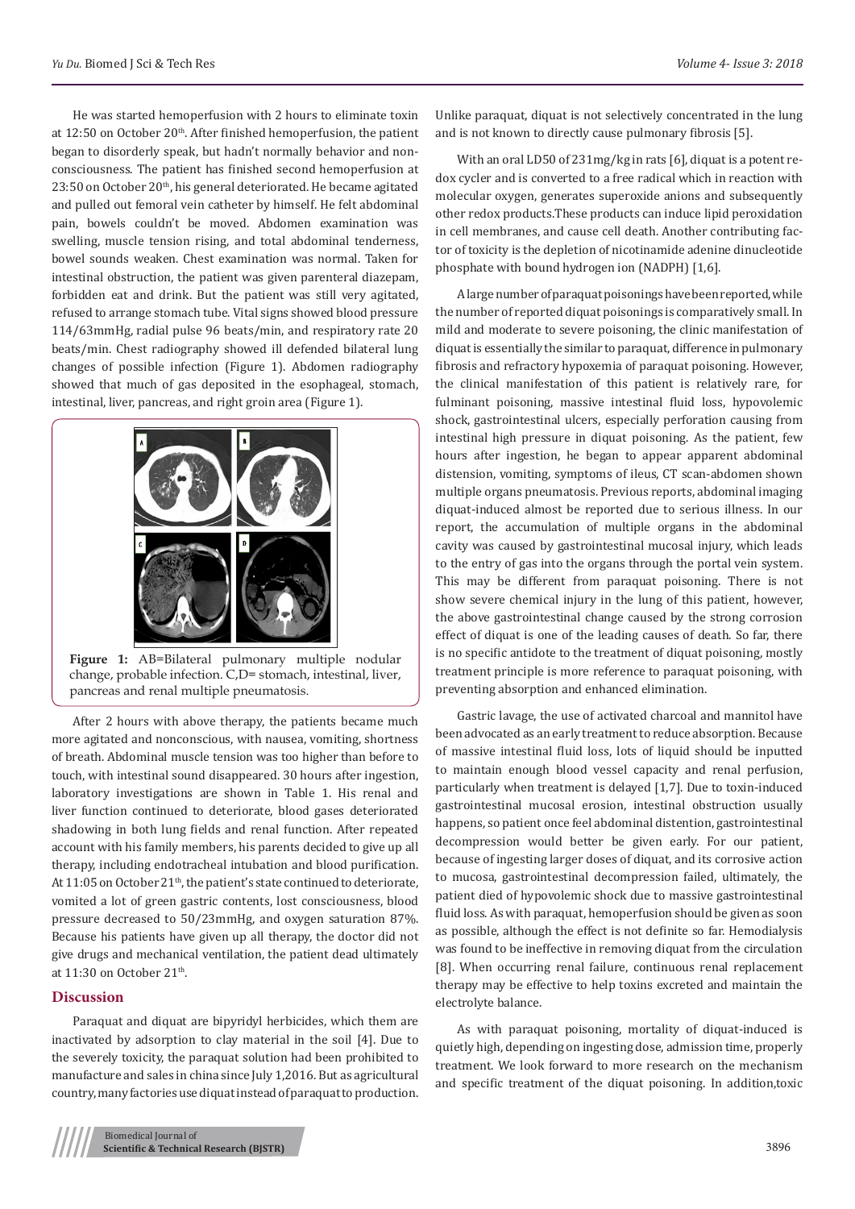He was started hemoperfusion with 2 hours to eliminate toxin at 12:50 on October 20th. After finished hemoperfusion, the patient began to disorderly speak, but hadn't normally behavior and non-consciousness. The patient has finished second hemoperfusion at 23:50 on October 20th, his general deteriorated. He became agitated and pulled out femoral vein catheter by himself. He felt abdominal pain, bowels couldn't be moved. Abdomen examination was swelling, muscle tension rising, and total abdominal tenderness, bowel sounds weaken. Chest examination was normal. Taken for intestinal obstruction, the patient was given parenteral diazepam, forbidden eat and drink. But the patient was still very agitated, refused to arrange stomach tube. Vital signs showed blood pressure 114/63mmHg, radial pulse 96 beats/min, and respiratory rate 20 beats/min. Chest radiography showed ill defended bilateral lung changes of possible infection (Figure 1). Abdomen radiography showed that much of gas deposited in the esophageal, stomach, intestinal, liver, pancreas, and right groin area (Figure 1).

**Figure 1:** AB=Bilateral pulmonary multiple nodular change, probable infection. C,D= stomach, intestinal, liver, pancreas and renal multiple pneumatosis.

After 2 hours with above therapy, the patients became much more agitated and nonconscious, with nausea, vomiting, shortness of breath. Abdominal muscle tension was too higher than before to touch, with intestinal sound disappeared. 30 hours after ingestion, laboratory investigations are shown in Table 1. His renal and liver function continued to deteriorate, blood gases deteriorated shadowing in both lung fields and renal function. After repeated account with his family members, his parents decided to give up all therapy, including endotracheal intubation and blood purification. At 11:05 on October 21th, the patient's state continued to deteriorate, vomited a lot of green gastric contents, lost consciousness, blood pressure decreased to 50/23mmHg, and oxygen saturation 87%. Because his patients have given up all therapy, the doctor did not give drugs and mechanical ventilation, the patient dead ultimately at 11:30 on October 21th.

## Discussion

Paraquat and diquat are bipyridyl herbicides, which them are inactivated by adsorption to clay material in the soil [4]. Due to the severely toxicity, the paraquat solution had been prohibited to manufacture and sales in china since July 1,2016. But as agricultural country, many factories use diquat instead of paraquat to production. Unlike paraquat, diquat is not selectively concentrated in the lung and is not known to directly cause pulmonary fibrosis [5].

With an oral LD50 of 231mg/kg in rats [6], diquat is a potent redox cycler and is converted to a free radical which in reaction with molecular oxygen, generates superoxide anions and subsequently other redox products.These products can induce lipid peroxidation in cell membranes, and cause cell death. Another contributing factor of toxicity is the depletion of nicotinamide adenine dinucleotide phosphate with bound hydrogen ion (NADPH) [1,6].

A large number of paraquat poisonings have been reported, while the number of reported diquat poisonings is comparatively small. In mild and moderate to severe poisoning, the clinic manifestation of diquat is essentially the similar to paraquat, difference in pulmonary fibrosis and refractory hypoxemia of paraquat poisoning. However, the clinical manifestation of this patient is relatively rare, for fulminant poisoning, massive intestinal fluid loss, hypovolemic shock, gastrointestinal ulcers, especially perforation causing from intestinal high pressure in diquat poisoning. As the patient, few hours after ingestion, he began to appear apparent abdominal distension, vomiting, symptoms of ileus, CT scan-abdomen shown multiple organs pneumatosis. Previous reports, abdominal imaging diquat-induced almost be reported due to serious illness. In our report, the accumulation of multiple organs in the abdominal cavity was caused by gastrointestinal mucosal injury, which leads to the entry of gas into the organs through the portal vein system. This may be different from paraquat poisoning. There is not show severe chemical injury in the lung of this patient, however, the above gastrointestinal change caused by the strong corrosion effect of diquat is one of the leading causes of death. So far, there is no specific antidote to the treatment of diquat poisoning, mostly treatment principle is more reference to paraquat poisoning, with preventing absorption and enhanced elimination.

Gastric lavage, the use of activated charcoal and mannitol have been advocated as an early treatment to reduce absorption. Because of massive intestinal fluid loss, lots of liquid should be inputted to maintain enough blood vessel capacity and renal perfusion, particularly when treatment is delayed [1,7]. Due to toxin-induced gastrointestinal mucosal erosion, intestinal obstruction usually happens, so patient once feel abdominal distention, gastrointestinal decompression would better be given early. For our patient, because of ingesting larger doses of diquat, and its corrosive action to mucosa, gastrointestinal decompression failed, ultimately, the patient died of hypovolemic shock due to massive gastrointestinal fluid loss. As with paraquat, hemoperfusion should be given as soon as possible, although the effect is not definite so far. Hemodialysis was found to be ineffective in removing diquat from the circulation [8]. When occurring renal failure, continuous renal replacement therapy may be effective to help toxins excreted and maintain the electrolyte balance.

As with paraquat poisoning, mortality of diquat-induced is quietly high, depending on ingesting dose, admission time, properly treatment. We look forward to more research on the mechanism and specific treatment of the diquat poisoning. In addition,toxic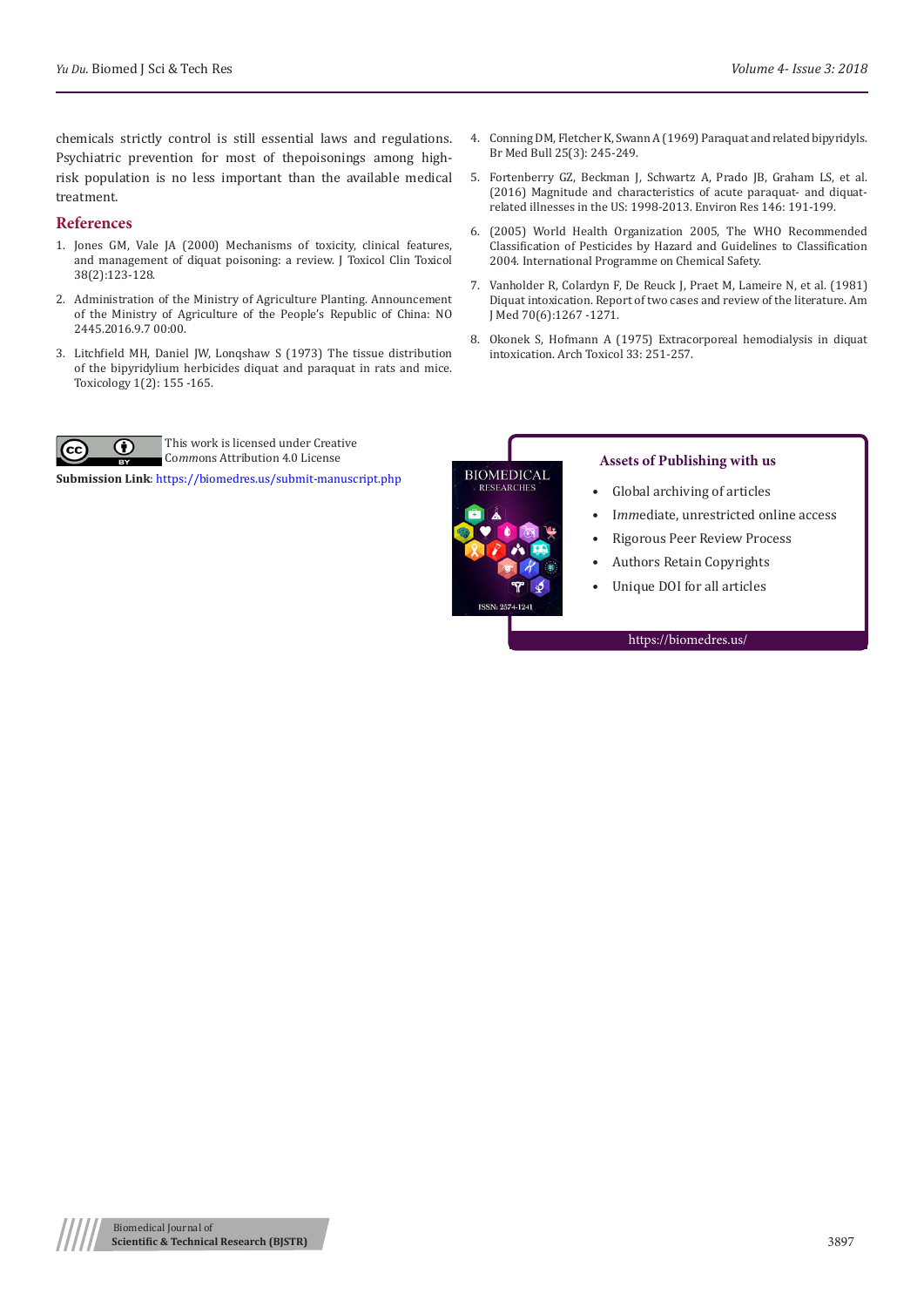chemicals strictly control is still essential laws and regulations. Psychiatric prevention for most of thepoisonings among high-risk population is no less important than the available medical treatment.

## References

1. Jones GM, Vale JA (2000) Mechanisms of toxicity, clinical features, and management of diquat poisoning: a review. J Toxicol Clin Toxicol 38(2):123-128.
2. Administration of the Ministry of Agriculture Planting. Announcement of the Ministry of Agriculture of the People's Republic of China: NO 2445.2016.9.7 00:00.
3. Litchfield MH, Daniel JW, Lonqshaw S (1973) The tissue distribution of the bipyridylium herbicides diquat and paraquat in rats and mice. Toxicology 1(2): 155 -165.
4. Conning DM, Fletcher K, Swann A (1969) Paraquat and related bipyridyls. Br Med Bull 25(3): 245-249.
5. Fortenberry GZ, Beckman J, Schwartz A, Prado JB, Graham LS, et al. (2016) Magnitude and characteristics of acute paraquat- and diquat-related illnesses in the US: 1998-2013. Environ Res 146: 191-199.
6. (2005) World Health Organization 2005, The WHO Recommended Classification of Pesticides by Hazard and Guidelines to Classification 2004. International Programme on Chemical Safety.
7. Vanholder R, Colardyn F, De Reuck J, Praet M, Lameire N, et al. (1981) Diquat intoxication. Report of two cases and review of the literature. Am J Med 70(6):1267 -1271.
8. Okonek S, Hofmann A (1975) Extracorporeal hemodialysis in diquat intoxication. Arch Toxicol 33: 251-257.

This work is licensed under Creative Commons Attribution 4.0 License

**Submission Link**: https://biomedres.us/submit-manuscript.php

### Assets of Publishing with us

- Global archiving of articles
- Immediate, unrestricted online access
- Rigorous Peer Review Process
- Authors Retain Copyrights
- Unique DOI for all articles

https://biomedres.us/